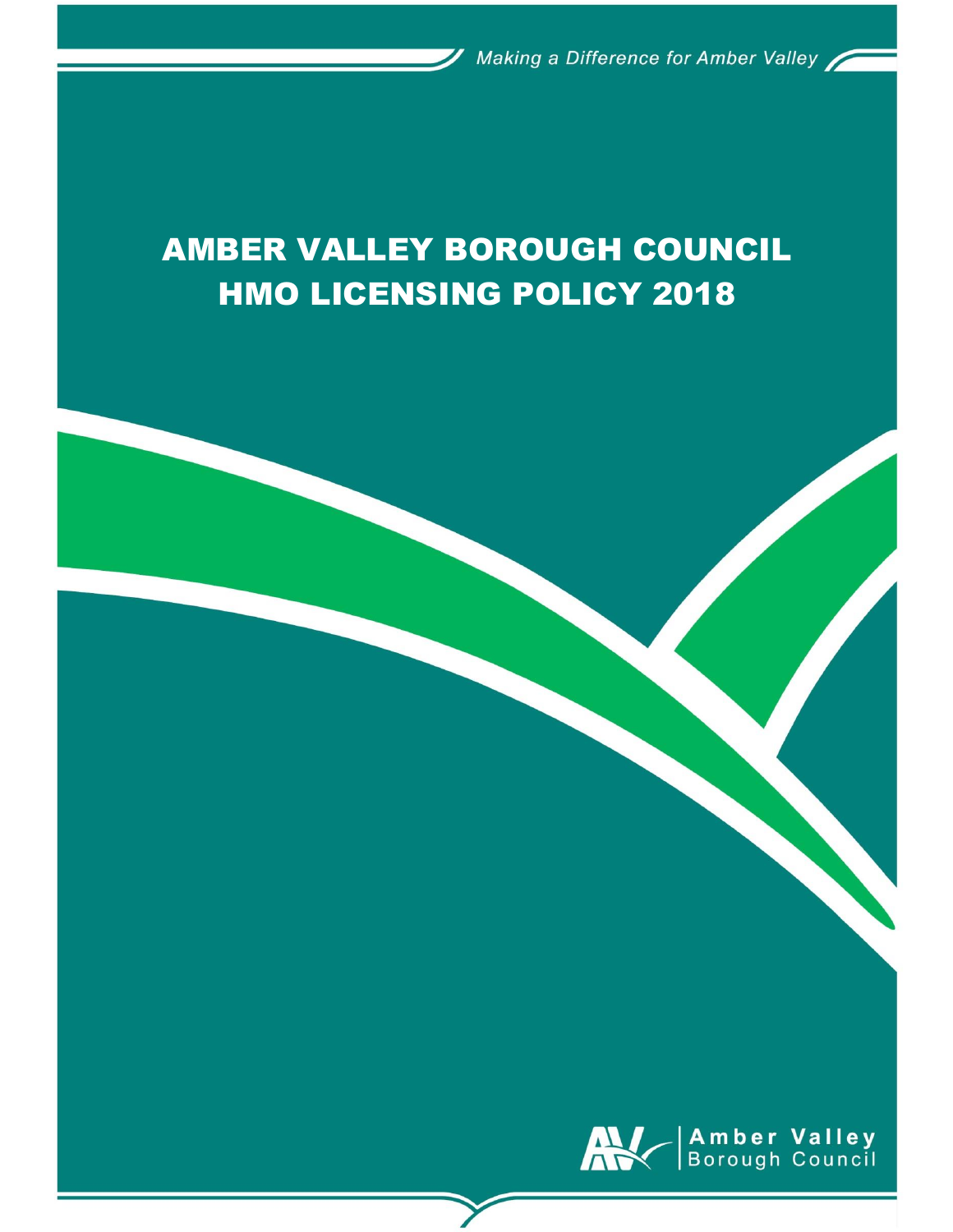Making a Difference for Amber Valley

# AMBER VALLEY BOROUGH COUNCIL HMO LICENSING POLICY 2018

Amber Valley Borough Council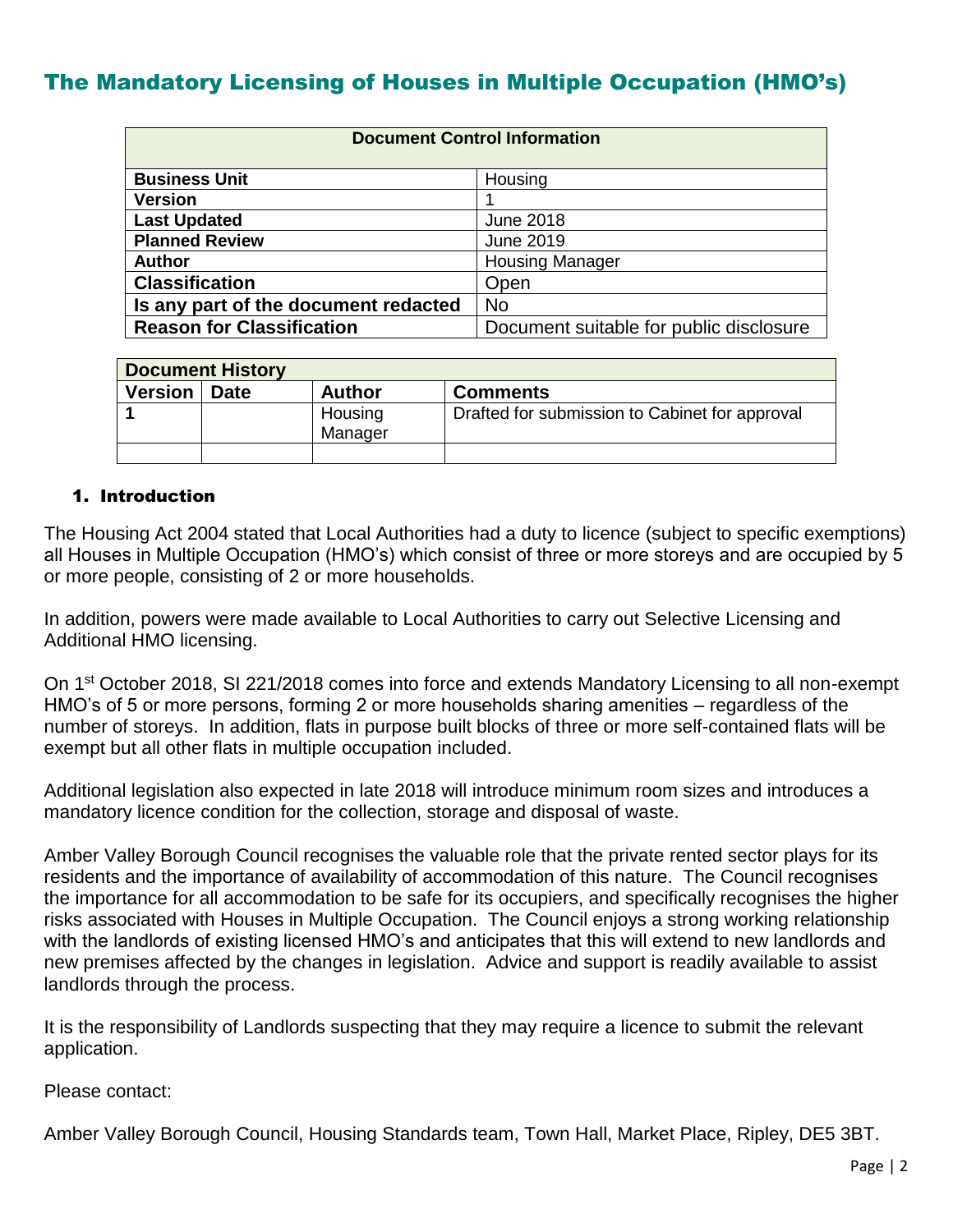# The Mandatory Licensing of Houses in Multiple Occupation (HMO's)

| Document Control Information | |
|---|---|
| **Business Unit** | Housing |
| **Version** | 1 |
| **Last Updated** | June 2018 |
| **Planned Review** | June 2019 |
| **Author** | Housing Manager |
| **Classification** | Open |
| **Is any part of the document redacted** | No |
| **Reason for Classification** | Document suitable for public disclosure |

| Document History | | | |
|---|---|---|---|
| **Version** | **Date** | **Author** | **Comments** |
| **1** | | Housing Manager | Drafted for submission to Cabinet for approval |
| | | | |

## 1. Introduction

The Housing Act 2004 stated that Local Authorities had a duty to licence (subject to specific exemptions) all Houses in Multiple Occupation (HMO's) which consist of three or more storeys and are occupied by 5 or more people, consisting of 2 or more households.

In addition, powers were made available to Local Authorities to carry out Selective Licensing and Additional HMO licensing.

On 1st October 2018, SI 221/2018 comes into force and extends Mandatory Licensing to all non-exempt HMO's of 5 or more persons, forming 2 or more households sharing amenities – regardless of the number of storeys. In addition, flats in purpose built blocks of three or more self-contained flats will be exempt but all other flats in multiple occupation included.

Additional legislation also expected in late 2018 will introduce minimum room sizes and introduces a mandatory licence condition for the collection, storage and disposal of waste.

Amber Valley Borough Council recognises the valuable role that the private rented sector plays for its residents and the importance of availability of accommodation of this nature. The Council recognises the importance for all accommodation to be safe for its occupiers, and specifically recognises the higher risks associated with Houses in Multiple Occupation. The Council enjoys a strong working relationship with the landlords of existing licensed HMO's and anticipates that this will extend to new landlords and new premises affected by the changes in legislation. Advice and support is readily available to assist landlords through the process.

It is the responsibility of Landlords suspecting that they may require a licence to submit the relevant application.

Please contact:

Amber Valley Borough Council, Housing Standards team, Town Hall, Market Place, Ripley, DE5 3BT.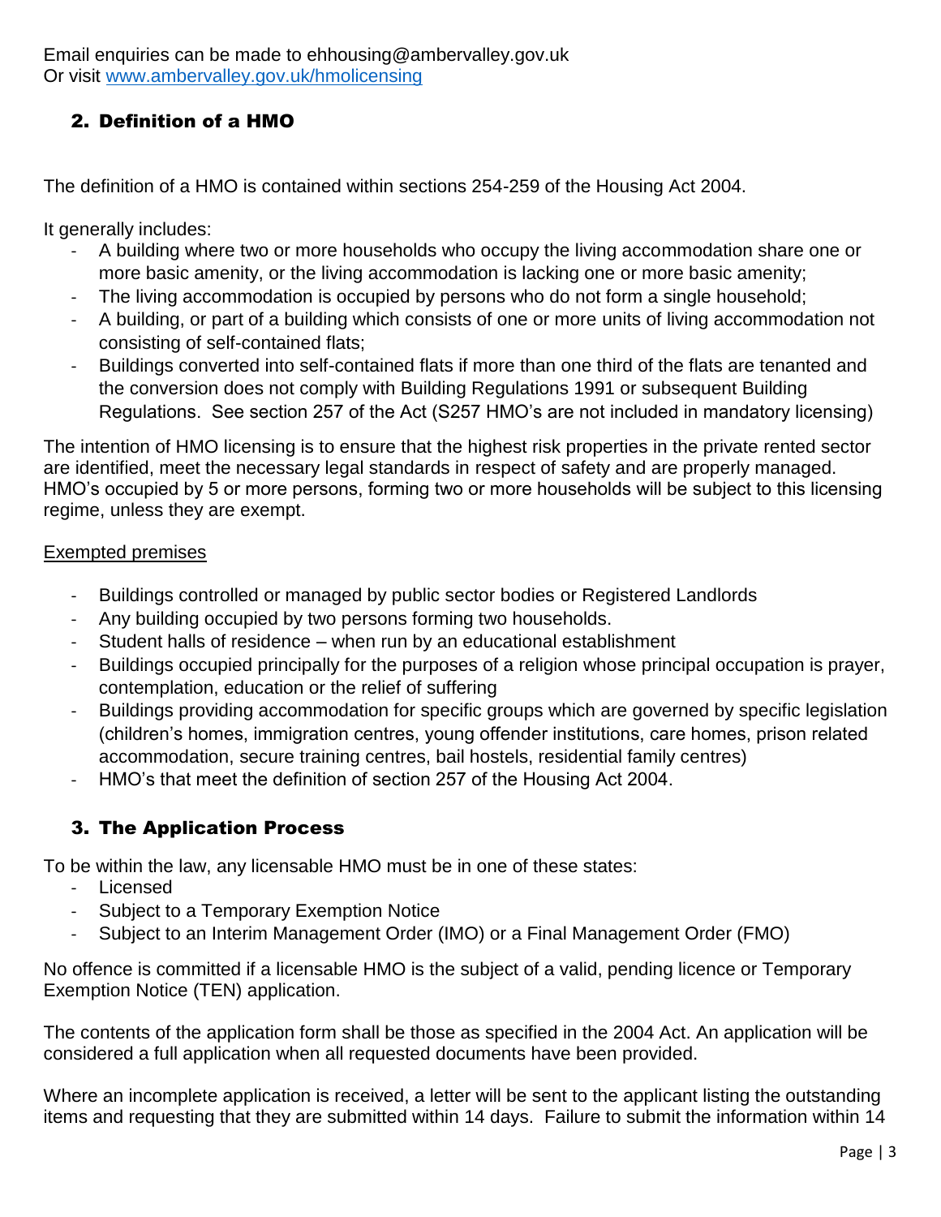Email enquiries can be made to ehhousing@ambervalley.gov.uk
Or visit [www.ambervalley.gov.uk/hmolicensing](www.ambervalley.gov.uk/hmolicensing)

## 2. Definition of a HMO

The definition of a HMO is contained within sections 254-259 of the Housing Act 2004.

It generally includes:

- A building where two or more households who occupy the living accommodation share one or more basic amenity, or the living accommodation is lacking one or more basic amenity;
- The living accommodation is occupied by persons who do not form a single household;
- A building, or part of a building which consists of one or more units of living accommodation not consisting of self-contained flats;
- Buildings converted into self-contained flats if more than one third of the flats are tenanted and the conversion does not comply with Building Regulations 1991 or subsequent Building Regulations. See section 257 of the Act (S257 HMO's are not included in mandatory licensing)

The intention of HMO licensing is to ensure that the highest risk properties in the private rented sector are identified, meet the necessary legal standards in respect of safety and are properly managed. HMO's occupied by 5 or more persons, forming two or more households will be subject to this licensing regime, unless they are exempt.

<u>Exempted premises</u>

- Buildings controlled or managed by public sector bodies or Registered Landlords
- Any building occupied by two persons forming two households.
- Student halls of residence – when run by an educational establishment
- Buildings occupied principally for the purposes of a religion whose principal occupation is prayer, contemplation, education or the relief of suffering
- Buildings providing accommodation for specific groups which are governed by specific legislation (children's homes, immigration centres, young offender institutions, care homes, prison related accommodation, secure training centres, bail hostels, residential family centres)
- HMO's that meet the definition of section 257 of the Housing Act 2004.

## 3. The Application Process

To be within the law, any licensable HMO must be in one of these states:

- Licensed
- Subject to a Temporary Exemption Notice
- Subject to an Interim Management Order (IMO) or a Final Management Order (FMO)

No offence is committed if a licensable HMO is the subject of a valid, pending licence or Temporary Exemption Notice (TEN) application.

The contents of the application form shall be those as specified in the 2004 Act. An application will be considered a full application when all requested documents have been provided.

Where an incomplete application is received, a letter will be sent to the applicant listing the outstanding items and requesting that they are submitted within 14 days. Failure to submit the information within 14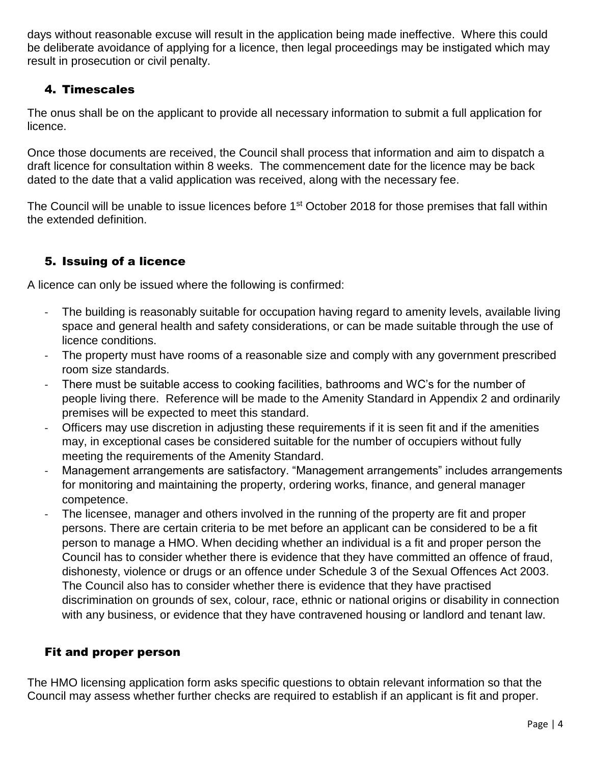days without reasonable excuse will result in the application being made ineffective. Where this could be deliberate avoidance of applying for a licence, then legal proceedings may be instigated which may result in prosecution or civil penalty.

## 4. Timescales

The onus shall be on the applicant to provide all necessary information to submit a full application for licence.

Once those documents are received, the Council shall process that information and aim to dispatch a draft licence for consultation within 8 weeks. The commencement date for the licence may be back dated to the date that a valid application was received, along with the necessary fee.

The Council will be unable to issue licences before 1st October 2018 for those premises that fall within the extended definition.

## 5. Issuing of a licence

A licence can only be issued where the following is confirmed:

- The building is reasonably suitable for occupation having regard to amenity levels, available living space and general health and safety considerations, or can be made suitable through the use of licence conditions.
- The property must have rooms of a reasonable size and comply with any government prescribed room size standards.
- There must be suitable access to cooking facilities, bathrooms and WC's for the number of people living there. Reference will be made to the Amenity Standard in Appendix 2 and ordinarily premises will be expected to meet this standard.
- Officers may use discretion in adjusting these requirements if it is seen fit and if the amenities may, in exceptional cases be considered suitable for the number of occupiers without fully meeting the requirements of the Amenity Standard.
- Management arrangements are satisfactory. "Management arrangements" includes arrangements for monitoring and maintaining the property, ordering works, finance, and general manager competence.
- The licensee, manager and others involved in the running of the property are fit and proper persons. There are certain criteria to be met before an applicant can be considered to be a fit person to manage a HMO. When deciding whether an individual is a fit and proper person the Council has to consider whether there is evidence that they have committed an offence of fraud, dishonesty, violence or drugs or an offence under Schedule 3 of the Sexual Offences Act 2003. The Council also has to consider whether there is evidence that they have practised discrimination on grounds of sex, colour, race, ethnic or national origins or disability in connection with any business, or evidence that they have contravened housing or landlord and tenant law.

## Fit and proper person

The HMO licensing application form asks specific questions to obtain relevant information so that the Council may assess whether further checks are required to establish if an applicant is fit and proper.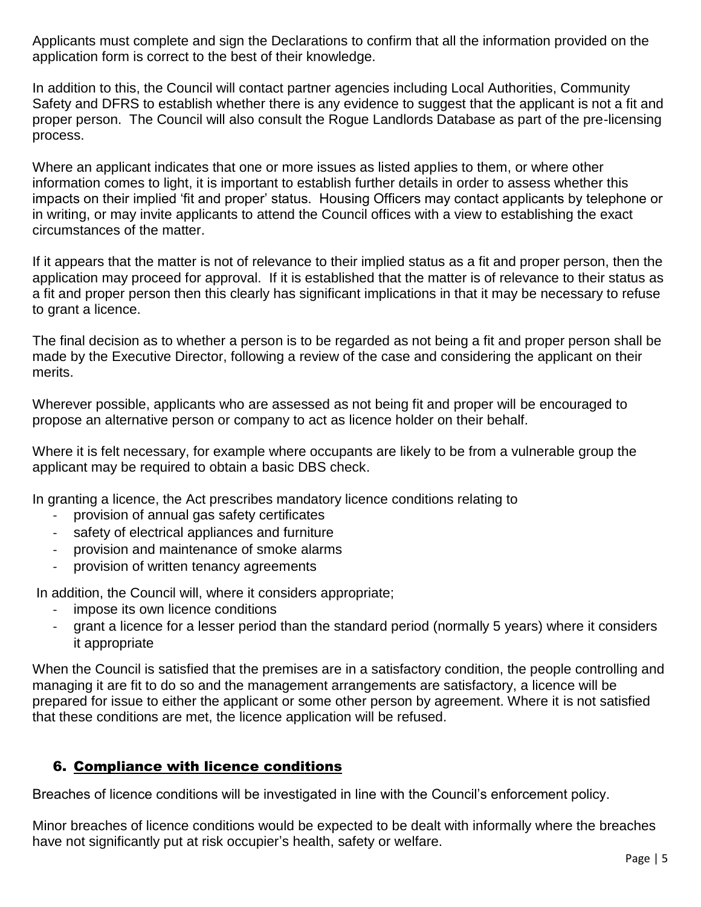Applicants must complete and sign the Declarations to confirm that all the information provided on the application form is correct to the best of their knowledge.

In addition to this, the Council will contact partner agencies including Local Authorities, Community Safety and DFRS to establish whether there is any evidence to suggest that the applicant is not a fit and proper person. The Council will also consult the Rogue Landlords Database as part of the pre-licensing process.

Where an applicant indicates that one or more issues as listed applies to them, or where other information comes to light, it is important to establish further details in order to assess whether this impacts on their implied 'fit and proper' status. Housing Officers may contact applicants by telephone or in writing, or may invite applicants to attend the Council offices with a view to establishing the exact circumstances of the matter.

If it appears that the matter is not of relevance to their implied status as a fit and proper person, then the application may proceed for approval. If it is established that the matter is of relevance to their status as a fit and proper person then this clearly has significant implications in that it may be necessary to refuse to grant a licence.

The final decision as to whether a person is to be regarded as not being a fit and proper person shall be made by the Executive Director, following a review of the case and considering the applicant on their merits.

Wherever possible, applicants who are assessed as not being fit and proper will be encouraged to propose an alternative person or company to act as licence holder on their behalf.

Where it is felt necessary, for example where occupants are likely to be from a vulnerable group the applicant may be required to obtain a basic DBS check.

In granting a licence, the Act prescribes mandatory licence conditions relating to

- provision of annual gas safety certificates
- safety of electrical appliances and furniture
- provision and maintenance of smoke alarms
- provision of written tenancy agreements

In addition, the Council will, where it considers appropriate;

- impose its own licence conditions
- grant a licence for a lesser period than the standard period (normally 5 years) where it considers it appropriate

When the Council is satisfied that the premises are in a satisfactory condition, the people controlling and managing it are fit to do so and the management arrangements are satisfactory, a licence will be prepared for issue to either the applicant or some other person by agreement. Where it is not satisfied that these conditions are met, the licence application will be refused.

## 6. Compliance with licence conditions

Breaches of licence conditions will be investigated in line with the Council's enforcement policy.

Minor breaches of licence conditions would be expected to be dealt with informally where the breaches have not significantly put at risk occupier's health, safety or welfare.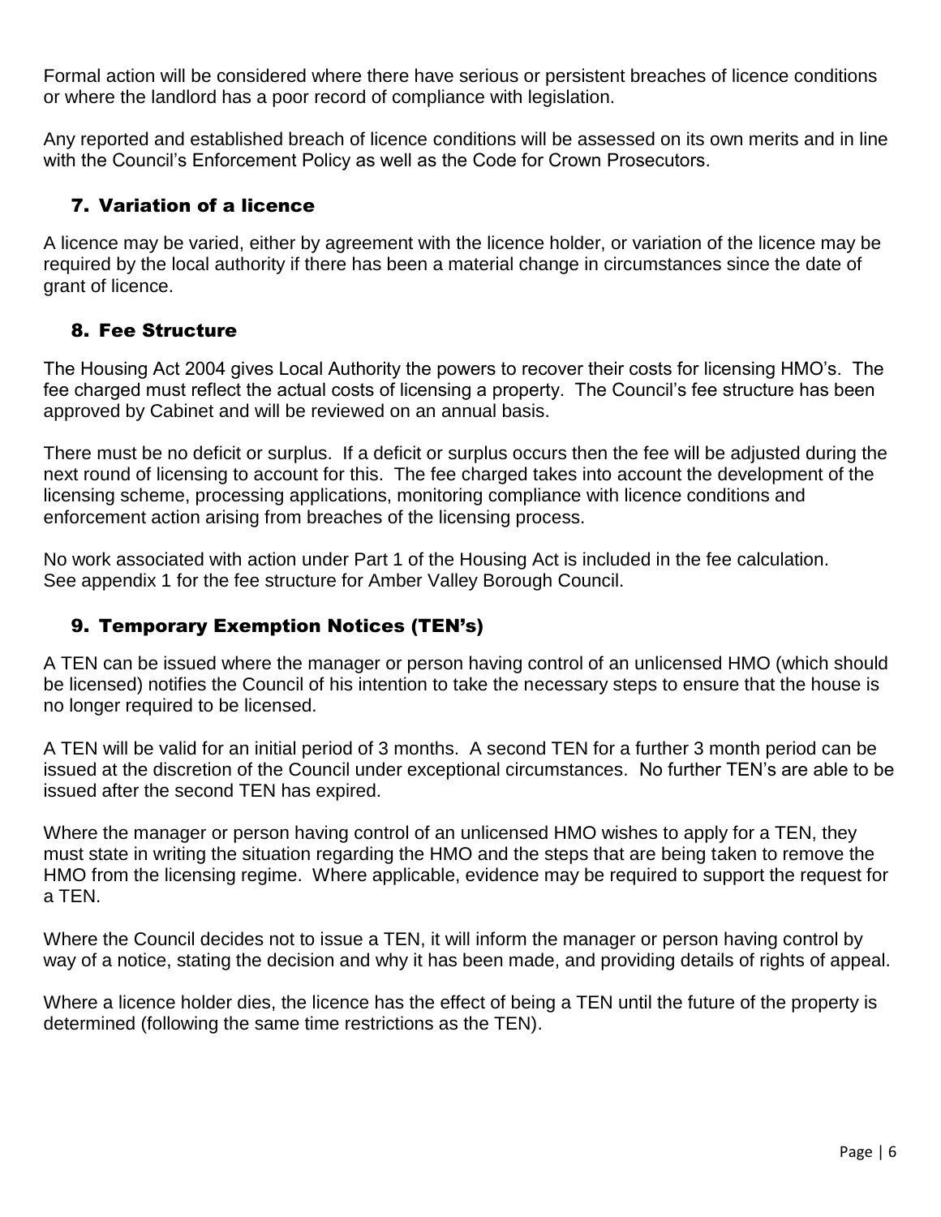Formal action will be considered where there have serious or persistent breaches of licence conditions or where the landlord has a poor record of compliance with legislation.

Any reported and established breach of licence conditions will be assessed on its own merits and in line with the Council's Enforcement Policy as well as the Code for Crown Prosecutors.

## 7. Variation of a licence

A licence may be varied, either by agreement with the licence holder, or variation of the licence may be required by the local authority if there has been a material change in circumstances since the date of grant of licence.

## 8. Fee Structure

The Housing Act 2004 gives Local Authority the powers to recover their costs for licensing HMO's. The fee charged must reflect the actual costs of licensing a property. The Council's fee structure has been approved by Cabinet and will be reviewed on an annual basis.

There must be no deficit or surplus. If a deficit or surplus occurs then the fee will be adjusted during the next round of licensing to account for this. The fee charged takes into account the development of the licensing scheme, processing applications, monitoring compliance with licence conditions and enforcement action arising from breaches of the licensing process.

No work associated with action under Part 1 of the Housing Act is included in the fee calculation.
See appendix 1 for the fee structure for Amber Valley Borough Council.

## 9. Temporary Exemption Notices (TEN's)

A TEN can be issued where the manager or person having control of an unlicensed HMO (which should be licensed) notifies the Council of his intention to take the necessary steps to ensure that the house is no longer required to be licensed.

A TEN will be valid for an initial period of 3 months. A second TEN for a further 3 month period can be issued at the discretion of the Council under exceptional circumstances. No further TEN's are able to be issued after the second TEN has expired.

Where the manager or person having control of an unlicensed HMO wishes to apply for a TEN, they must state in writing the situation regarding the HMO and the steps that are being taken to remove the HMO from the licensing regime. Where applicable, evidence may be required to support the request for a TEN.

Where the Council decides not to issue a TEN, it will inform the manager or person having control by way of a notice, stating the decision and why it has been made, and providing details of rights of appeal.

Where a licence holder dies, the licence has the effect of being a TEN until the future of the property is determined (following the same time restrictions as the TEN).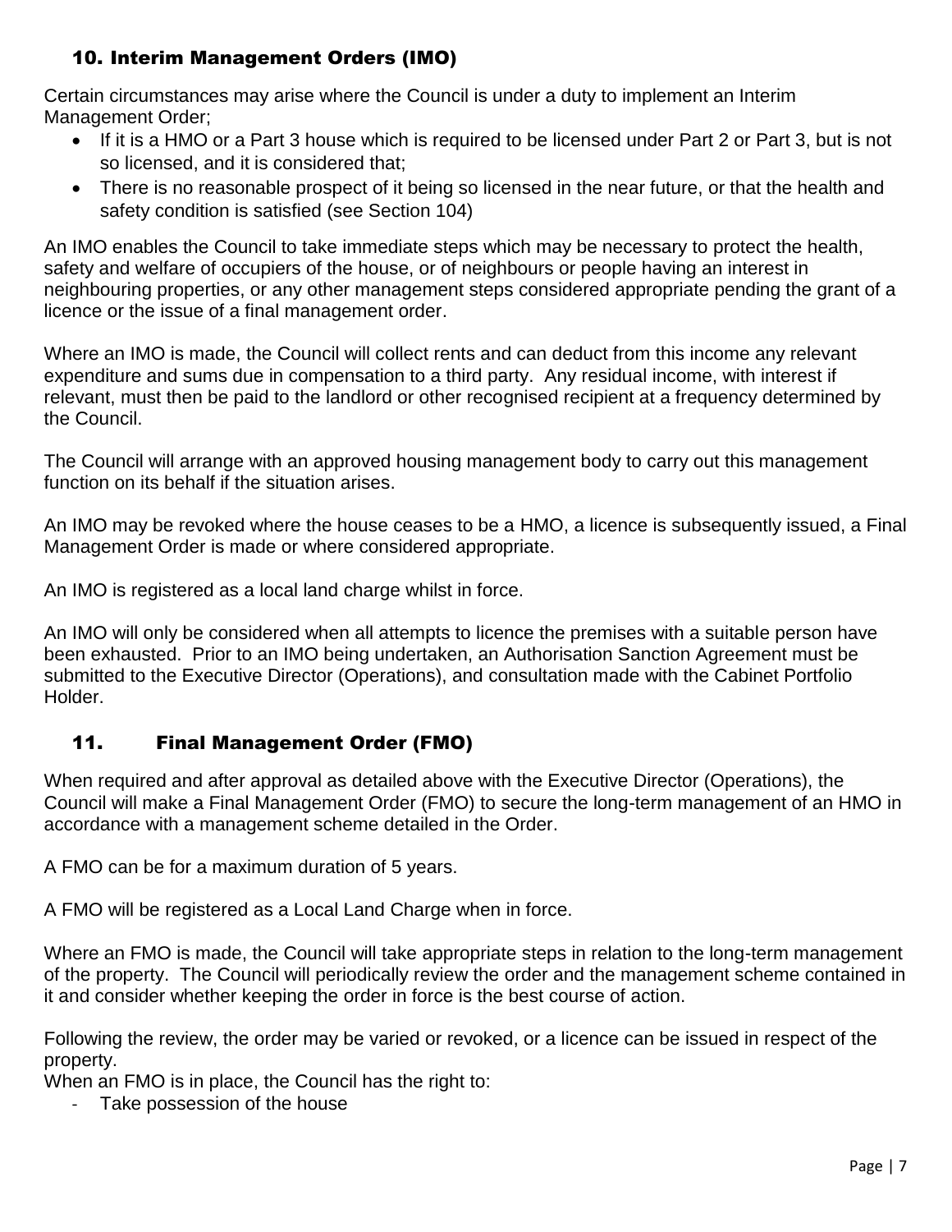## 10. Interim Management Orders (IMO)

Certain circumstances may arise where the Council is under a duty to implement an Interim Management Order;

- If it is a HMO or a Part 3 house which is required to be licensed under Part 2 or Part 3, but is not so licensed, and it is considered that;
- There is no reasonable prospect of it being so licensed in the near future, or that the health and safety condition is satisfied (see Section 104)

An IMO enables the Council to take immediate steps which may be necessary to protect the health, safety and welfare of occupiers of the house, or of neighbours or people having an interest in neighbouring properties, or any other management steps considered appropriate pending the grant of a licence or the issue of a final management order.

Where an IMO is made, the Council will collect rents and can deduct from this income any relevant expenditure and sums due in compensation to a third party. Any residual income, with interest if relevant, must then be paid to the landlord or other recognised recipient at a frequency determined by the Council.

The Council will arrange with an approved housing management body to carry out this management function on its behalf if the situation arises.

An IMO may be revoked where the house ceases to be a HMO, a licence is subsequently issued, a Final Management Order is made or where considered appropriate.

An IMO is registered as a local land charge whilst in force.

An IMO will only be considered when all attempts to licence the premises with a suitable person have been exhausted. Prior to an IMO being undertaken, an Authorisation Sanction Agreement must be submitted to the Executive Director (Operations), and consultation made with the Cabinet Portfolio Holder.

## 11. Final Management Order (FMO)

When required and after approval as detailed above with the Executive Director (Operations), the Council will make a Final Management Order (FMO) to secure the long-term management of an HMO in accordance with a management scheme detailed in the Order.

A FMO can be for a maximum duration of 5 years.

A FMO will be registered as a Local Land Charge when in force.

Where an FMO is made, the Council will take appropriate steps in relation to the long-term management of the property. The Council will periodically review the order and the management scheme contained in it and consider whether keeping the order in force is the best course of action.

Following the review, the order may be varied or revoked, or a licence can be issued in respect of the property.

When an FMO is in place, the Council has the right to:

- Take possession of the house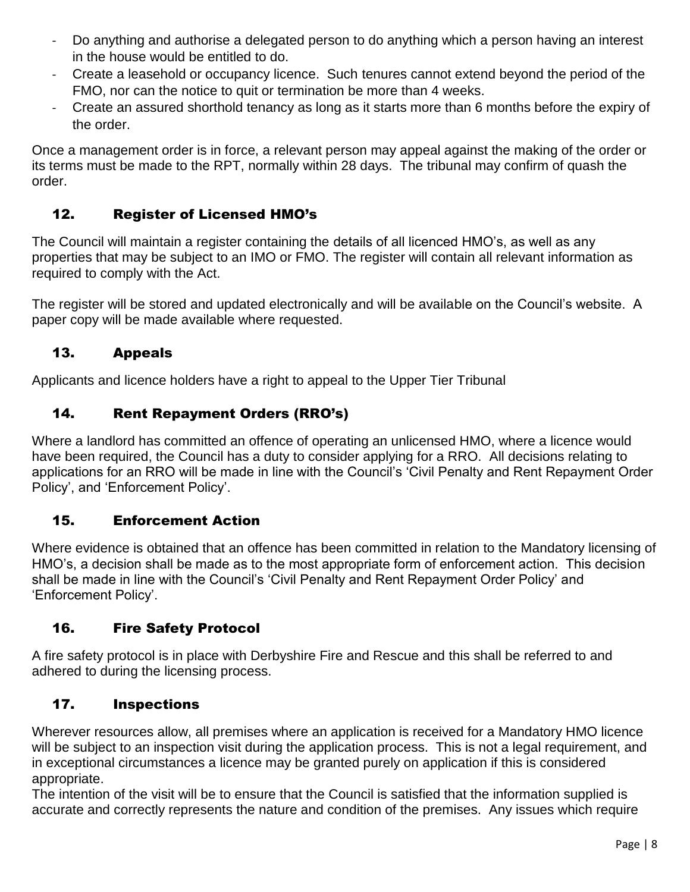- Do anything and authorise a delegated person to do anything which a person having an interest in the house would be entitled to do.
- Create a leasehold or occupancy licence. Such tenures cannot extend beyond the period of the FMO, nor can the notice to quit or termination be more than 4 weeks.
- Create an assured shorthold tenancy as long as it starts more than 6 months before the expiry of the order.

Once a management order is in force, a relevant person may appeal against the making of the order or its terms must be made to the RPT, normally within 28 days. The tribunal may confirm of quash the order.

## 12. Register of Licensed HMO's

The Council will maintain a register containing the details of all licenced HMO's, as well as any properties that may be subject to an IMO or FMO. The register will contain all relevant information as required to comply with the Act.

The register will be stored and updated electronically and will be available on the Council's website. A paper copy will be made available where requested.

## 13. Appeals

Applicants and licence holders have a right to appeal to the Upper Tier Tribunal

## 14. Rent Repayment Orders (RRO's)

Where a landlord has committed an offence of operating an unlicensed HMO, where a licence would have been required, the Council has a duty to consider applying for a RRO. All decisions relating to applications for an RRO will be made in line with the Council's 'Civil Penalty and Rent Repayment Order Policy', and 'Enforcement Policy'.

## 15. Enforcement Action

Where evidence is obtained that an offence has been committed in relation to the Mandatory licensing of HMO's, a decision shall be made as to the most appropriate form of enforcement action. This decision shall be made in line with the Council's 'Civil Penalty and Rent Repayment Order Policy' and 'Enforcement Policy'.

## 16. Fire Safety Protocol

A fire safety protocol is in place with Derbyshire Fire and Rescue and this shall be referred to and adhered to during the licensing process.

## 17. Inspections

Wherever resources allow, all premises where an application is received for a Mandatory HMO licence will be subject to an inspection visit during the application process. This is not a legal requirement, and in exceptional circumstances a licence may be granted purely on application if this is considered appropriate.

The intention of the visit will be to ensure that the Council is satisfied that the information supplied is accurate and correctly represents the nature and condition of the premises. Any issues which require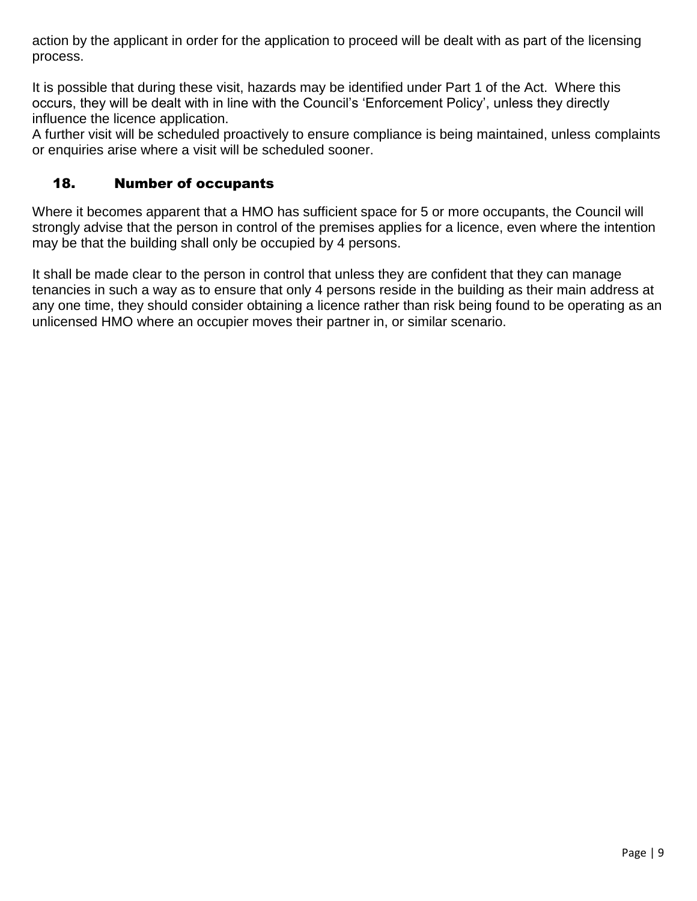action by the applicant in order for the application to proceed will be dealt with as part of the licensing process.

It is possible that during these visit, hazards may be identified under Part 1 of the Act. Where this occurs, they will be dealt with in line with the Council's 'Enforcement Policy', unless they directly influence the licence application.
A further visit will be scheduled proactively to ensure compliance is being maintained, unless complaints or enquiries arise where a visit will be scheduled sooner.

## 18. Number of occupants

Where it becomes apparent that a HMO has sufficient space for 5 or more occupants, the Council will strongly advise that the person in control of the premises applies for a licence, even where the intention may be that the building shall only be occupied by 4 persons.

It shall be made clear to the person in control that unless they are confident that they can manage tenancies in such a way as to ensure that only 4 persons reside in the building as their main address at any one time, they should consider obtaining a licence rather than risk being found to be operating as an unlicensed HMO where an occupier moves their partner in, or similar scenario.